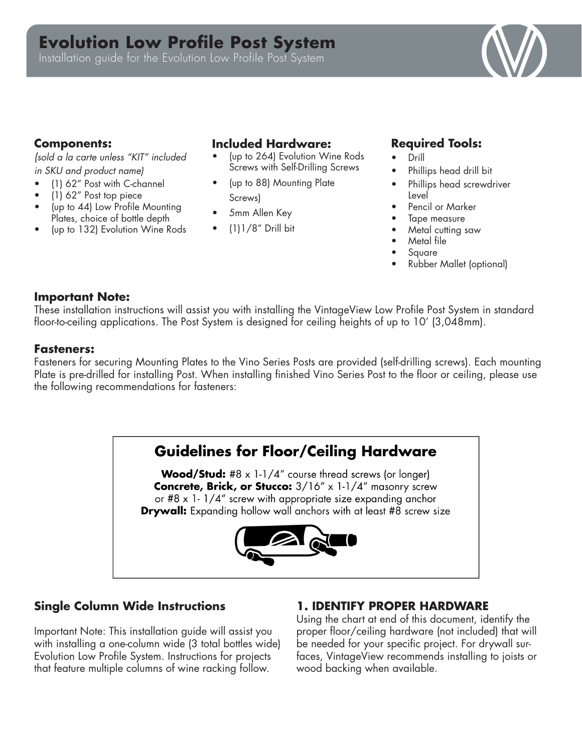# Evolution Low Profile Post System

Installation guide for the Evolution Low Profile Post System

### Components:

*(sold a la carte unless "KIT" included in SKU and product name)*

- (1) 62" Post with C-channel
- (1) 62" Post top piece
- (up to 44) Low Profile Mounting Plates, choice of bottle depth
- (up to 132) Evolution Wine Rods

### Included Hardware:

- (up to 264) Evolution Wine Rods Screws with Self-Drilling Screws
- (up to 88) Mounting Plate Screws)
- 5mm Allen Key
- (1)1/8" Drill bit

### Required Tools:

- Drill
- Phillips head drill bit
- Phillips head screwdriver Level
- Pencil or Marker
- Tape measure
- Metal cutting saw
- Metal file
- Square
- Rubber Mallet (optional)

### Important Note:

These installation instructions will assist you with installing the VintageView Low Profile Post System in standard floor-to-ceiling applications. The Post System is designed for ceiling heights of up to 10' (3,048mm).

### Fasteners:

Fasteners for securing Mounting Plates to the Vino Series Posts are provided (self-drilling screws). Each mounting Plate is pre-drilled for installing Post. When installing finished Vino Series Post to the floor or ceiling, please use the following recommendations for fasteners:

## Guidelines for Floor/Ceiling Hardware

**Wood/Stud:** #8 x 1-1/4" course thread screws (or longer)
**Concrete, Brick, or Stucco:** 3/16" x 1-1/4" masonry screw or #8 x 1- 1/4" screw with appropriate size expanding anchor
**Drywall:** Expanding hollow wall anchors with at least #8 screw size

### Single Column Wide Instructions

Important Note: This installation guide will assist you with installing a one-column wide (3 total bottles wide) Evolution Low Profile System. Instructions for projects that feature multiple columns of wine racking follow.

### 1. IDENTIFY PROPER HARDWARE

Using the chart at end of this document, identify the proper floor/ceiling hardware (not included) that will be needed for your specific project. For drywall surfaces, VintageView recommends installing to joists or wood backing when available.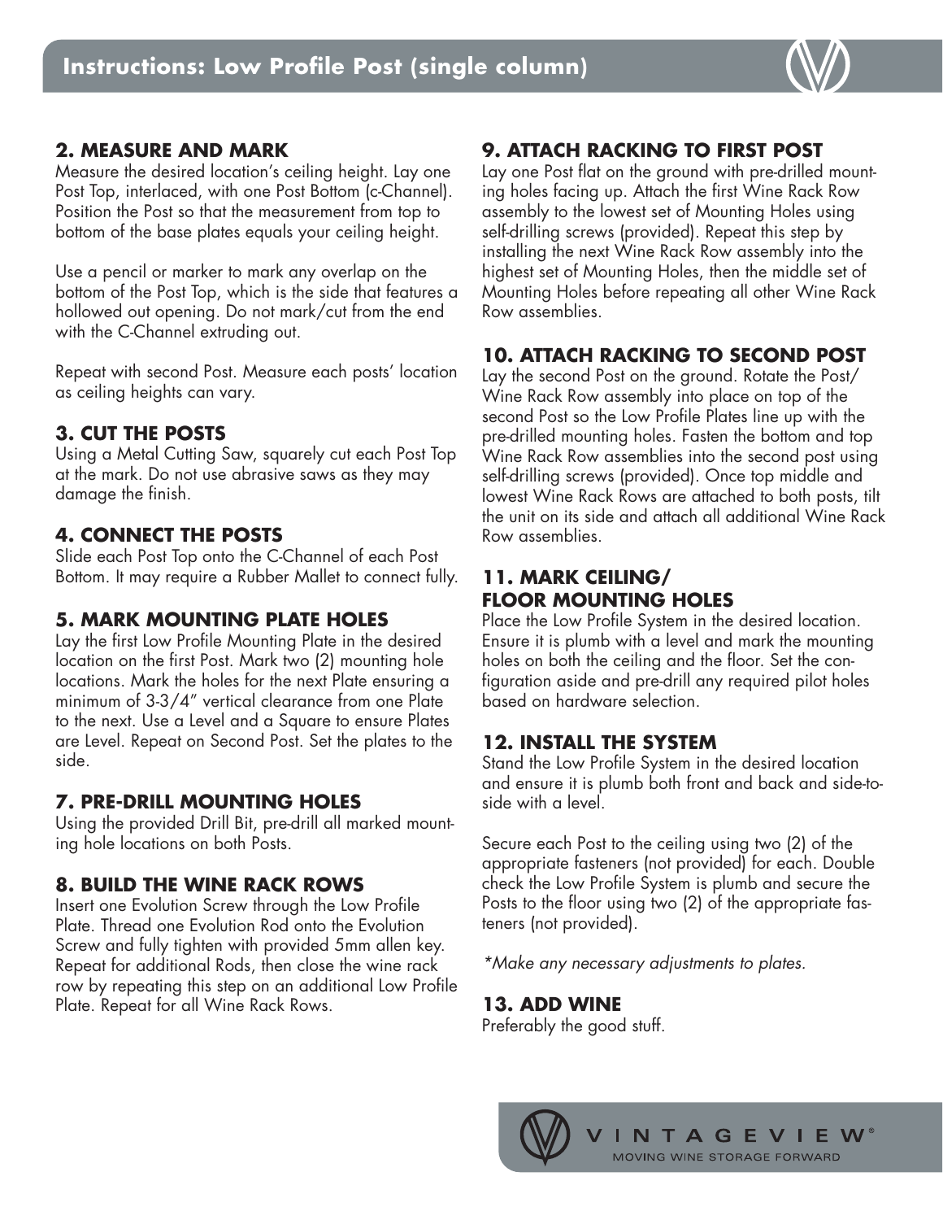## 2. MEASURE AND MARK

Measure the desired location's ceiling height. Lay one Post Top, interlaced, with one Post Bottom (c-Channel). Position the Post so that the measurement from top to bottom of the base plates equals your ceiling height.

Use a pencil or marker to mark any overlap on the bottom of the Post Top, which is the side that features a hollowed out opening. Do not mark/cut from the end with the C-Channel extruding out.

Repeat with second Post. Measure each posts' location as ceiling heights can vary.

## 3. CUT THE POSTS

Using a Metal Cutting Saw, squarely cut each Post Top at the mark. Do not use abrasive saws as they may damage the finish.

## 4. CONNECT THE POSTS

Slide each Post Top onto the C-Channel of each Post Bottom. It may require a Rubber Mallet to connect fully.

## 5. MARK MOUNTING PLATE HOLES

Lay the first Low Profile Mounting Plate in the desired location on the first Post. Mark two (2) mounting hole locations. Mark the holes for the next Plate ensuring a minimum of 3-3/4" vertical clearance from one Plate to the next. Use a Level and a Square to ensure Plates are Level. Repeat on Second Post. Set the plates to the side.

## 7. PRE-DRILL MOUNTING HOLES

Using the provided Drill Bit, pre-drill all marked mounting hole locations on both Posts.

## 8. BUILD THE WINE RACK ROWS

Insert one Evolution Screw through the Low Profile Plate. Thread one Evolution Rod onto the Evolution Screw and fully tighten with provided 5mm allen key. Repeat for additional Rods, then close the wine rack row by repeating this step on an additional Low Profile Plate. Repeat for all Wine Rack Rows.

## 9. ATTACH RACKING TO FIRST POST

Lay one Post flat on the ground with pre-drilled mounting holes facing up. Attach the first Wine Rack Row assembly to the lowest set of Mounting Holes using self-drilling screws (provided). Repeat this step by installing the next Wine Rack Row assembly into the highest set of Mounting Holes, then the middle set of Mounting Holes before repeating all other Wine Rack Row assemblies.

## 10. ATTACH RACKING TO SECOND POST

Lay the second Post on the ground. Rotate the Post/Wine Rack Row assembly into place on top of the second Post so the Low Profile Plates line up with the pre-drilled mounting holes. Fasten the bottom and top Wine Rack Row assemblies into the second post using self-drilling screws (provided). Once top middle and lowest Wine Rack Rows are attached to both posts, tilt the unit on its side and attach all additional Wine Rack Row assemblies.

## 11. MARK CEILING/ FLOOR MOUNTING HOLES

Place the Low Profile System in the desired location. Ensure it is plumb with a level and mark the mounting holes on both the ceiling and the floor. Set the configuration aside and pre-drill any required pilot holes based on hardware selection.

## 12. INSTALL THE SYSTEM

Stand the Low Profile System in the desired location and ensure it is plumb both front and back and side-to-side with a level.

Secure each Post to the ceiling using two (2) of the appropriate fasteners (not provided) for each. Double check the Low Profile System is plumb and secure the Posts to the floor using two (2) of the appropriate fasteners (not provided).

*\*Make any necessary adjustments to plates.*

## 13. ADD WINE

Preferably the good stuff.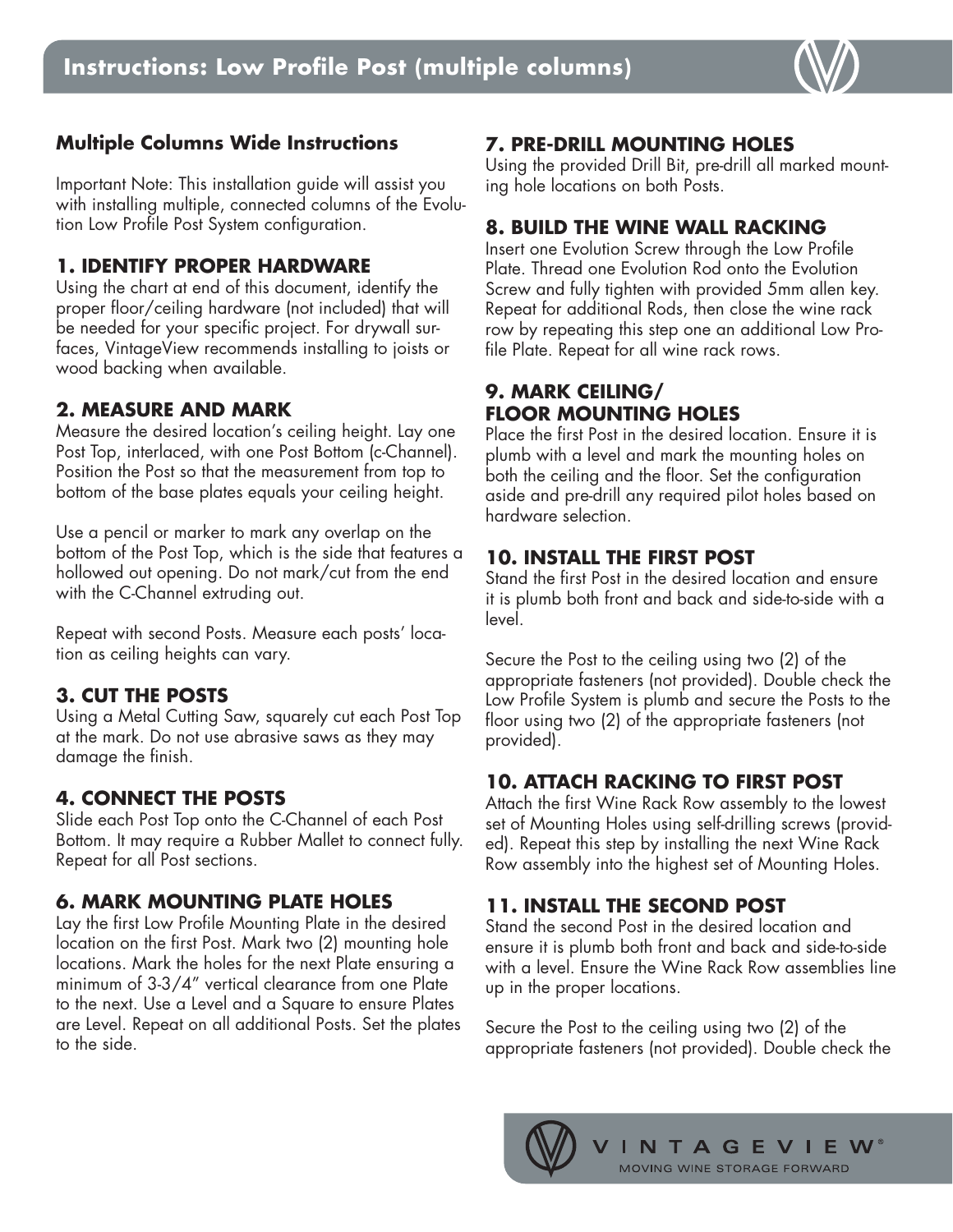# Instructions: Low Profile Post (multiple columns)

### Multiple Columns Wide Instructions

Important Note: This installation guide will assist you with installing multiple, connected columns of the Evolution Low Profile Post System configuration.

### 1. IDENTIFY PROPER HARDWARE

Using the chart at end of this document, identify the proper floor/ceiling hardware (not included) that will be needed for your specific project. For drywall surfaces, VintageView recommends installing to joists or wood backing when available.

### 2. MEASURE AND MARK

Measure the desired location's ceiling height. Lay one Post Top, interlaced, with one Post Bottom (c-Channel). Position the Post so that the measurement from top to bottom of the base plates equals your ceiling height.

Use a pencil or marker to mark any overlap on the bottom of the Post Top, which is the side that features a hollowed out opening. Do not mark/cut from the end with the C-Channel extruding out.

Repeat with second Posts. Measure each posts' location as ceiling heights can vary.

### 3. CUT THE POSTS

Using a Metal Cutting Saw, squarely cut each Post Top at the mark. Do not use abrasive saws as they may damage the finish.

### 4. CONNECT THE POSTS

Slide each Post Top onto the C-Channel of each Post Bottom. It may require a Rubber Mallet to connect fully. Repeat for all Post sections.

### 6. MARK MOUNTING PLATE HOLES

Lay the first Low Profile Mounting Plate in the desired location on the first Post. Mark two (2) mounting hole locations. Mark the holes for the next Plate ensuring a minimum of 3-3/4" vertical clearance from one Plate to the next. Use a Level and a Square to ensure Plates are Level. Repeat on all additional Posts. Set the plates to the side.

### 7. PRE-DRILL MOUNTING HOLES

Using the provided Drill Bit, pre-drill all marked mounting hole locations on both Posts.

### 8. BUILD THE WINE WALL RACKING

Insert one Evolution Screw through the Low Profile Plate. Thread one Evolution Rod onto the Evolution Screw and fully tighten with provided 5mm allen key. Repeat for additional Rods, then close the wine rack row by repeating this step one an additional Low Profile Plate. Repeat for all wine rack rows.

### 9. MARK CEILING/ FLOOR MOUNTING HOLES

Place the first Post in the desired location. Ensure it is plumb with a level and mark the mounting holes on both the ceiling and the floor. Set the configuration aside and pre-drill any required pilot holes based on hardware selection.

### 10. INSTALL THE FIRST POST

Stand the first Post in the desired location and ensure it is plumb both front and back and side-to-side with a level.

Secure the Post to the ceiling using two (2) of the appropriate fasteners (not provided). Double check the Low Profile System is plumb and secure the Posts to the floor using two (2) of the appropriate fasteners (not provided).

### 10. ATTACH RACKING TO FIRST POST

Attach the first Wine Rack Row assembly to the lowest set of Mounting Holes using self-drilling screws (provided). Repeat this step by installing the next Wine Rack Row assembly into the highest set of Mounting Holes.

### 11. INSTALL THE SECOND POST

Stand the second Post in the desired location and ensure it is plumb both front and back and side-to-side with a level. Ensure the Wine Rack Row assemblies line up in the proper locations.

Secure the Post to the ceiling using two (2) of the appropriate fasteners (not provided). Double check the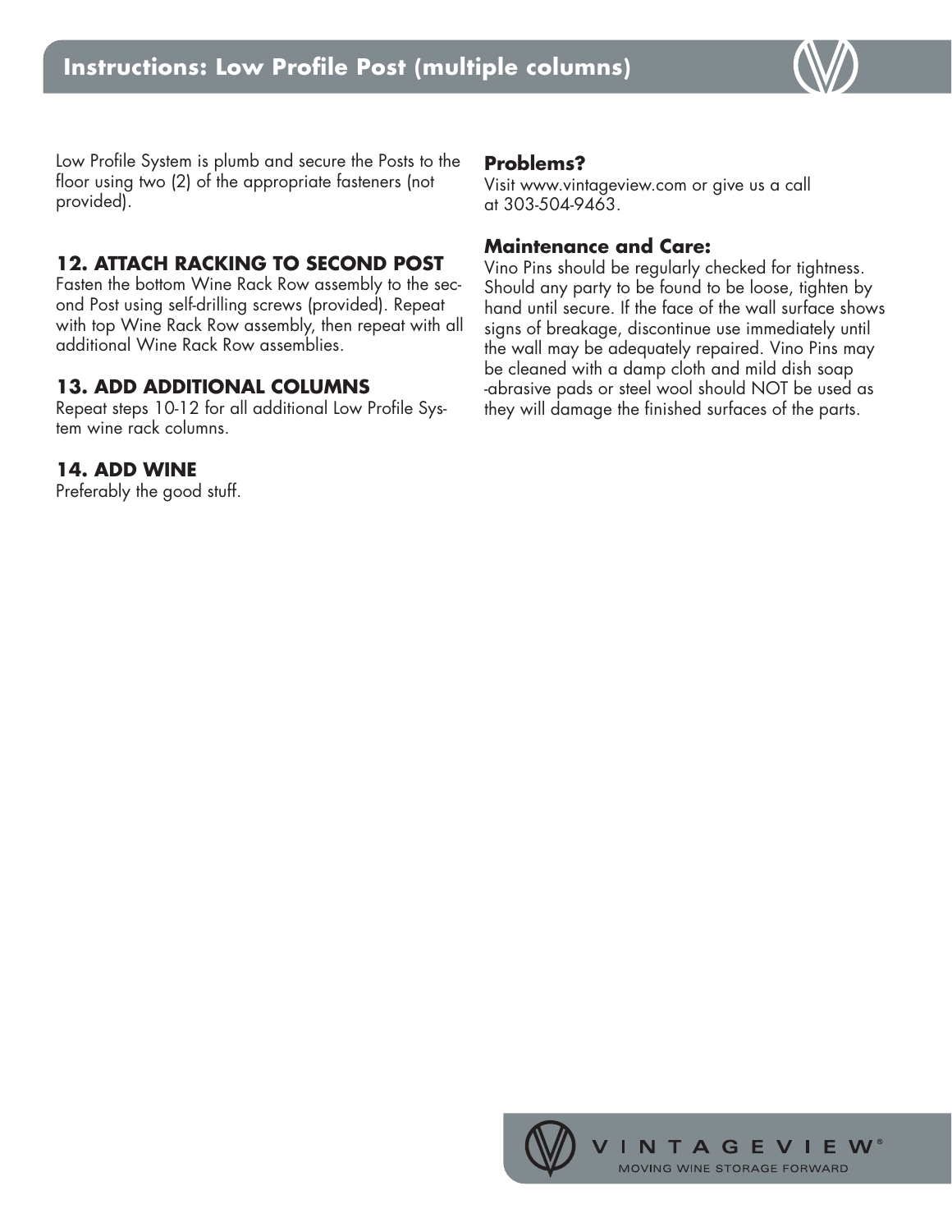Low Profile System is plumb and secure the Posts to the floor using two (2) of the appropriate fasteners (not provided).

### 12. ATTACH RACKING TO SECOND POST

Fasten the bottom Wine Rack Row assembly to the second Post using self-drilling screws (provided). Repeat with top Wine Rack Row assembly, then repeat with all additional Wine Rack Row assemblies.

### 13. ADD ADDITIONAL COLUMNS

Repeat steps 10-12 for all additional Low Profile System wine rack columns.

### 14. ADD WINE

Preferably the good stuff.

### Problems?

Visit www.vintageview.com or give us a call at 303-504-9463.

### Maintenance and Care:

Vino Pins should be regularly checked for tightness. Should any party to be found to be loose, tighten by hand until secure. If the face of the wall surface shows signs of breakage, discontinue use immediately until the wall may be adequately repaired. Vino Pins may be cleaned with a damp cloth and mild dish soap -abrasive pads or steel wool should NOT be used as they will damage the finished surfaces of the parts.